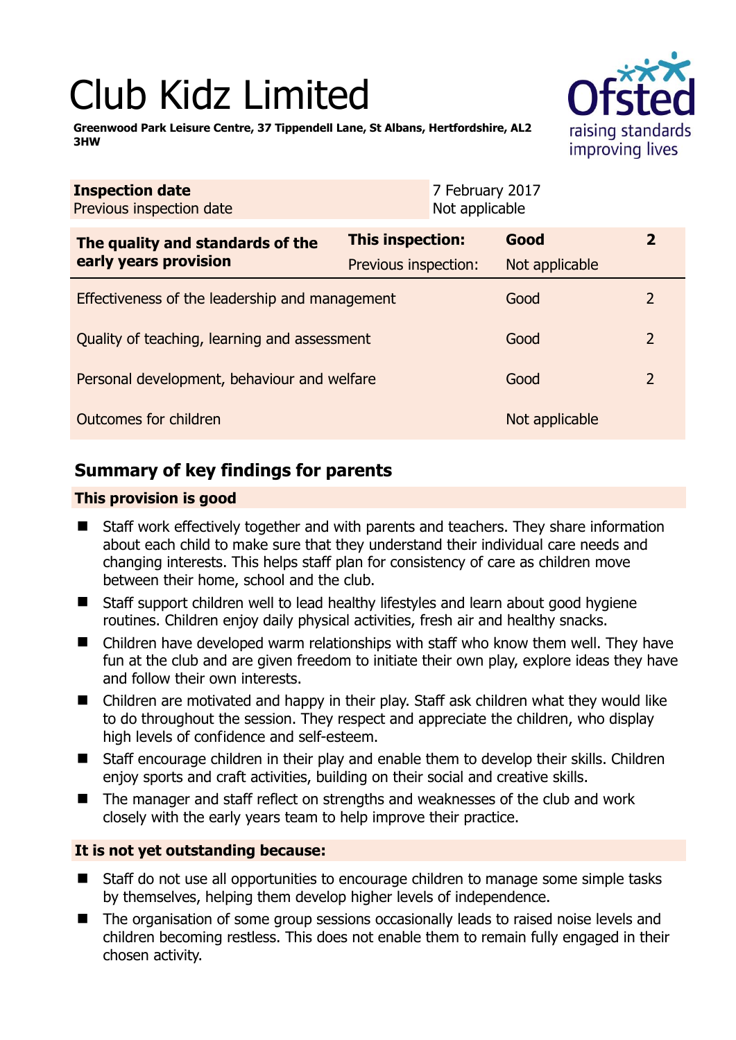# Club Kidz Limited

**Greenwood Park Leisure Centre, 37 Tippendell Lane, St Albans, Hertfordshire, AL2 3HW**

| | |
|---|---|
| **Inspection date** | 7 February 2017 |
| Previous inspection date | Not applicable |

| **The quality and standards of the early years provision** | **This inspection:** | **Good** | **2** |
|---|---|---|---|
| | Previous inspection: | Not applicable | |
| Effectiveness of the leadership and management | | Good | 2 |
| Quality of teaching, learning and assessment | | Good | 2 |
| Personal development, behaviour and welfare | | Good | 2 |
| Outcomes for children | | Not applicable | |

## Summary of key findings for parents

### This provision is good

- Staff work effectively together and with parents and teachers. They share information about each child to make sure that they understand their individual care needs and changing interests. This helps staff plan for consistency of care as children move between their home, school and the club.
- Staff support children well to lead healthy lifestyles and learn about good hygiene routines. Children enjoy daily physical activities, fresh air and healthy snacks.
- Children have developed warm relationships with staff who know them well. They have fun at the club and are given freedom to initiate their own play, explore ideas they have and follow their own interests.
- Children are motivated and happy in their play. Staff ask children what they would like to do throughout the session. They respect and appreciate the children, who display high levels of confidence and self-esteem.
- Staff encourage children in their play and enable them to develop their skills. Children enjoy sports and craft activities, building on their social and creative skills.
- The manager and staff reflect on strengths and weaknesses of the club and work closely with the early years team to help improve their practice.

### It is not yet outstanding because:

- Staff do not use all opportunities to encourage children to manage some simple tasks by themselves, helping them develop higher levels of independence.
- The organisation of some group sessions occasionally leads to raised noise levels and children becoming restless. This does not enable them to remain fully engaged in their chosen activity.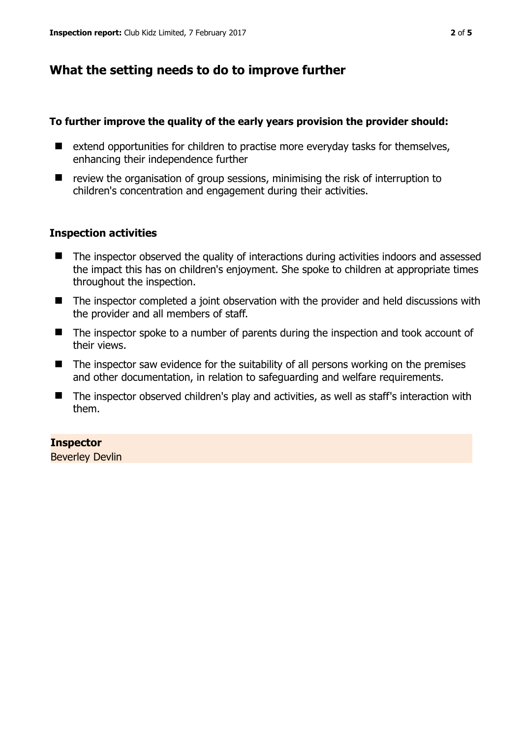## What the setting needs to do to improve further

**To further improve the quality of the early years provision the provider should:**

- extend opportunities for children to practise more everyday tasks for themselves, enhancing their independence further
- review the organisation of group sessions, minimising the risk of interruption to children's concentration and engagement during their activities.

### Inspection activities

- The inspector observed the quality of interactions during activities indoors and assessed the impact this has on children's enjoyment. She spoke to children at appropriate times throughout the inspection.
- The inspector completed a joint observation with the provider and held discussions with the provider and all members of staff.
- The inspector spoke to a number of parents during the inspection and took account of their views.
- The inspector saw evidence for the suitability of all persons working on the premises and other documentation, in relation to safeguarding and welfare requirements.
- The inspector observed children's play and activities, as well as staff's interaction with them.

**Inspector**
Beverley Devlin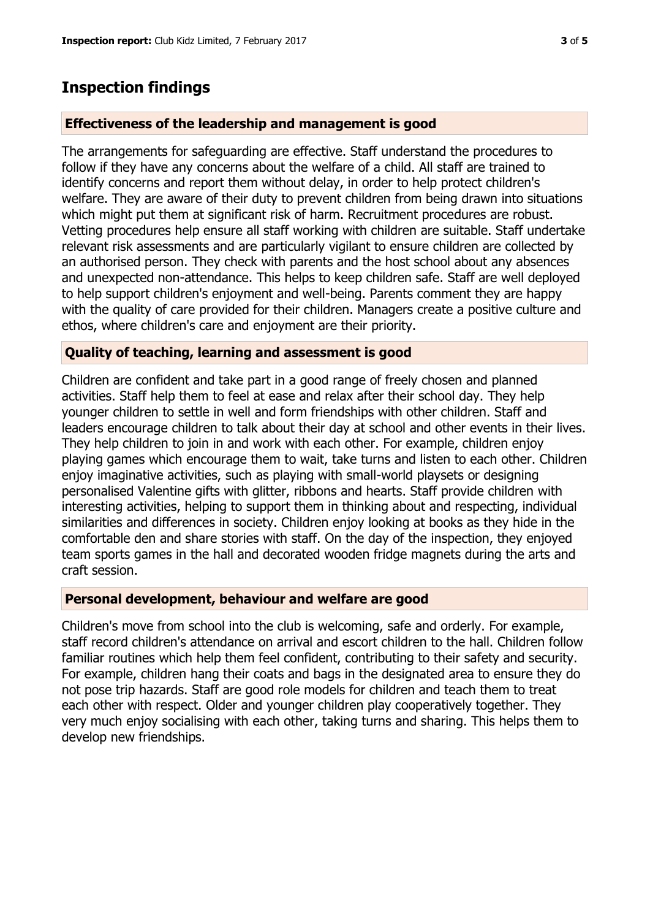## Inspection findings

### Effectiveness of the leadership and management is good

The arrangements for safeguarding are effective. Staff understand the procedures to follow if they have any concerns about the welfare of a child. All staff are trained to identify concerns and report them without delay, in order to help protect children's welfare. They are aware of their duty to prevent children from being drawn into situations which might put them at significant risk of harm. Recruitment procedures are robust. Vetting procedures help ensure all staff working with children are suitable. Staff undertake relevant risk assessments and are particularly vigilant to ensure children are collected by an authorised person. They check with parents and the host school about any absences and unexpected non-attendance. This helps to keep children safe. Staff are well deployed to help support children's enjoyment and well-being. Parents comment they are happy with the quality of care provided for their children. Managers create a positive culture and ethos, where children's care and enjoyment are their priority.

### Quality of teaching, learning and assessment is good

Children are confident and take part in a good range of freely chosen and planned activities. Staff help them to feel at ease and relax after their school day. They help younger children to settle in well and form friendships with other children. Staff and leaders encourage children to talk about their day at school and other events in their lives. They help children to join in and work with each other. For example, children enjoy playing games which encourage them to wait, take turns and listen to each other. Children enjoy imaginative activities, such as playing with small-world playsets or designing personalised Valentine gifts with glitter, ribbons and hearts. Staff provide children with interesting activities, helping to support them in thinking about and respecting, individual similarities and differences in society. Children enjoy looking at books as they hide in the comfortable den and share stories with staff. On the day of the inspection, they enjoyed team sports games in the hall and decorated wooden fridge magnets during the arts and craft session.

### Personal development, behaviour and welfare are good

Children's move from school into the club is welcoming, safe and orderly. For example, staff record children's attendance on arrival and escort children to the hall. Children follow familiar routines which help them feel confident, contributing to their safety and security. For example, children hang their coats and bags in the designated area to ensure they do not pose trip hazards. Staff are good role models for children and teach them to treat each other with respect. Older and younger children play cooperatively together. They very much enjoy socialising with each other, taking turns and sharing. This helps them to develop new friendships.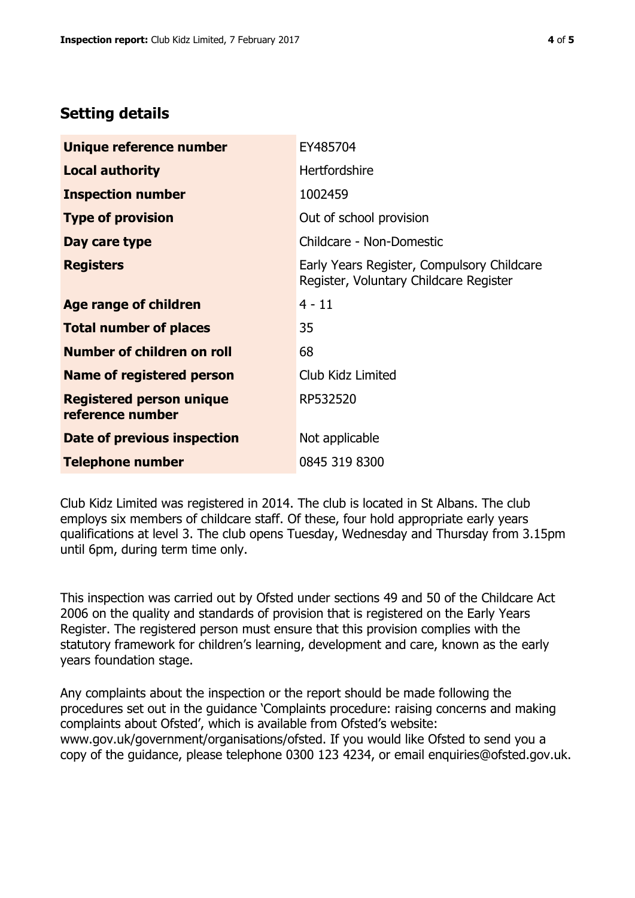## Setting details

| | |
|---|---|
| **Unique reference number** | EY485704 |
| **Local authority** | Hertfordshire |
| **Inspection number** | 1002459 |
| **Type of provision** | Out of school provision |
| **Day care type** | Childcare - Non-Domestic |
| **Registers** | Early Years Register, Compulsory Childcare Register, Voluntary Childcare Register |
| **Age range of children** | 4 - 11 |
| **Total number of places** | 35 |
| **Number of children on roll** | 68 |
| **Name of registered person** | Club Kidz Limited |
| **Registered person unique reference number** | RP532520 |
| **Date of previous inspection** | Not applicable |
| **Telephone number** | 0845 319 8300 |

Club Kidz Limited was registered in 2014. The club is located in St Albans. The club employs six members of childcare staff. Of these, four hold appropriate early years qualifications at level 3. The club opens Tuesday, Wednesday and Thursday from 3.15pm until 6pm, during term time only.

This inspection was carried out by Ofsted under sections 49 and 50 of the Childcare Act 2006 on the quality and standards of provision that is registered on the Early Years Register. The registered person must ensure that this provision complies with the statutory framework for children's learning, development and care, known as the early years foundation stage.

Any complaints about the inspection or the report should be made following the procedures set out in the guidance 'Complaints procedure: raising concerns and making complaints about Ofsted', which is available from Ofsted's website: www.gov.uk/government/organisations/ofsted. If you would like Ofsted to send you a copy of the guidance, please telephone 0300 123 4234, or email enquiries@ofsted.gov.uk.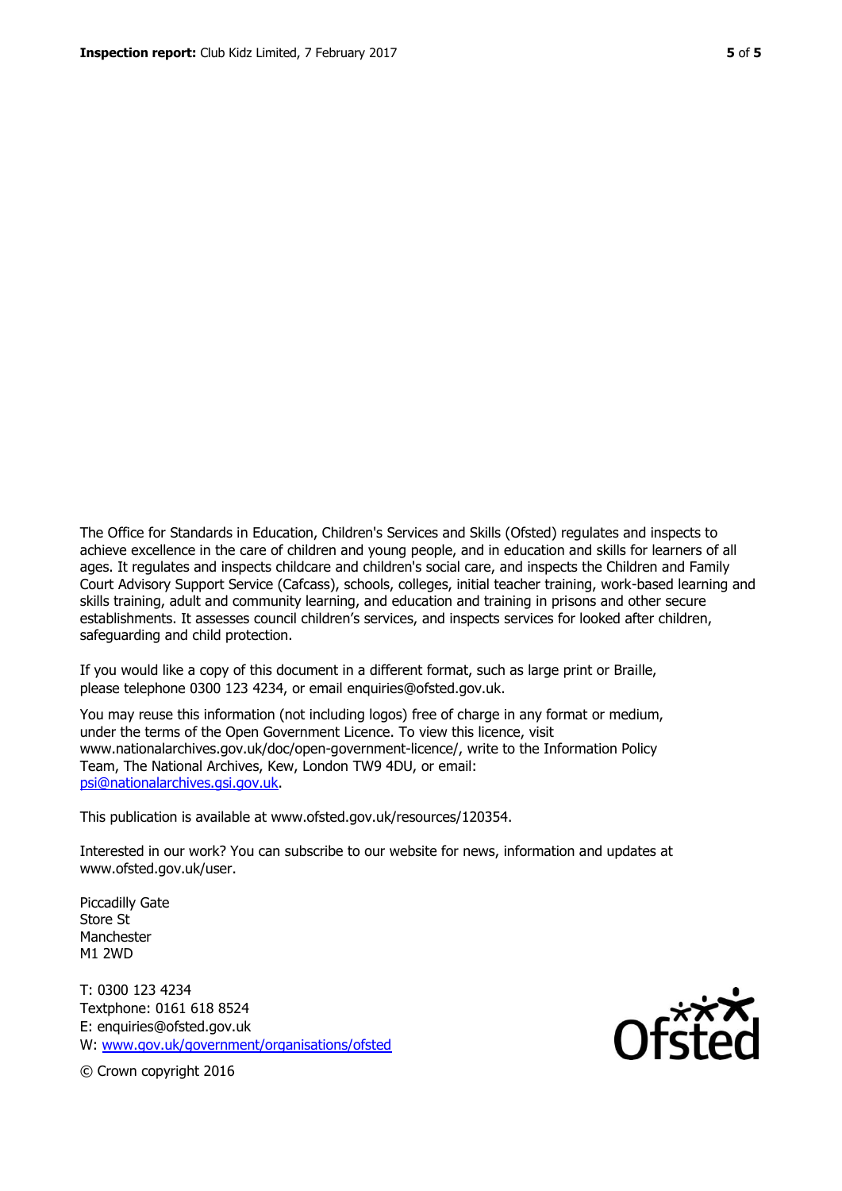The Office for Standards in Education, Children's Services and Skills (Ofsted) regulates and inspects to achieve excellence in the care of children and young people, and in education and skills for learners of all ages. It regulates and inspects childcare and children's social care, and inspects the Children and Family Court Advisory Support Service (Cafcass), schools, colleges, initial teacher training, work-based learning and skills training, adult and community learning, and education and training in prisons and other secure establishments. It assesses council children's services, and inspects services for looked after children, safeguarding and child protection.

If you would like a copy of this document in a different format, such as large print or Braille, please telephone 0300 123 4234, or email enquiries@ofsted.gov.uk.

You may reuse this information (not including logos) free of charge in any format or medium, under the terms of the Open Government Licence. To view this licence, visit www.nationalarchives.gov.uk/doc/open-government-licence/, write to the Information Policy Team, The National Archives, Kew, London TW9 4DU, or email: psi@nationalarchives.gsi.gov.uk.

This publication is available at www.ofsted.gov.uk/resources/120354.

Interested in our work? You can subscribe to our website for news, information and updates at www.ofsted.gov.uk/user.

Piccadilly Gate  
Store St  
Manchester  
M1 2WD

T: 0300 123 4234  
Textphone: 0161 618 8524  
E: enquiries@ofsted.gov.uk  
W: www.gov.uk/government/organisations/ofsted

© Crown copyright 2016